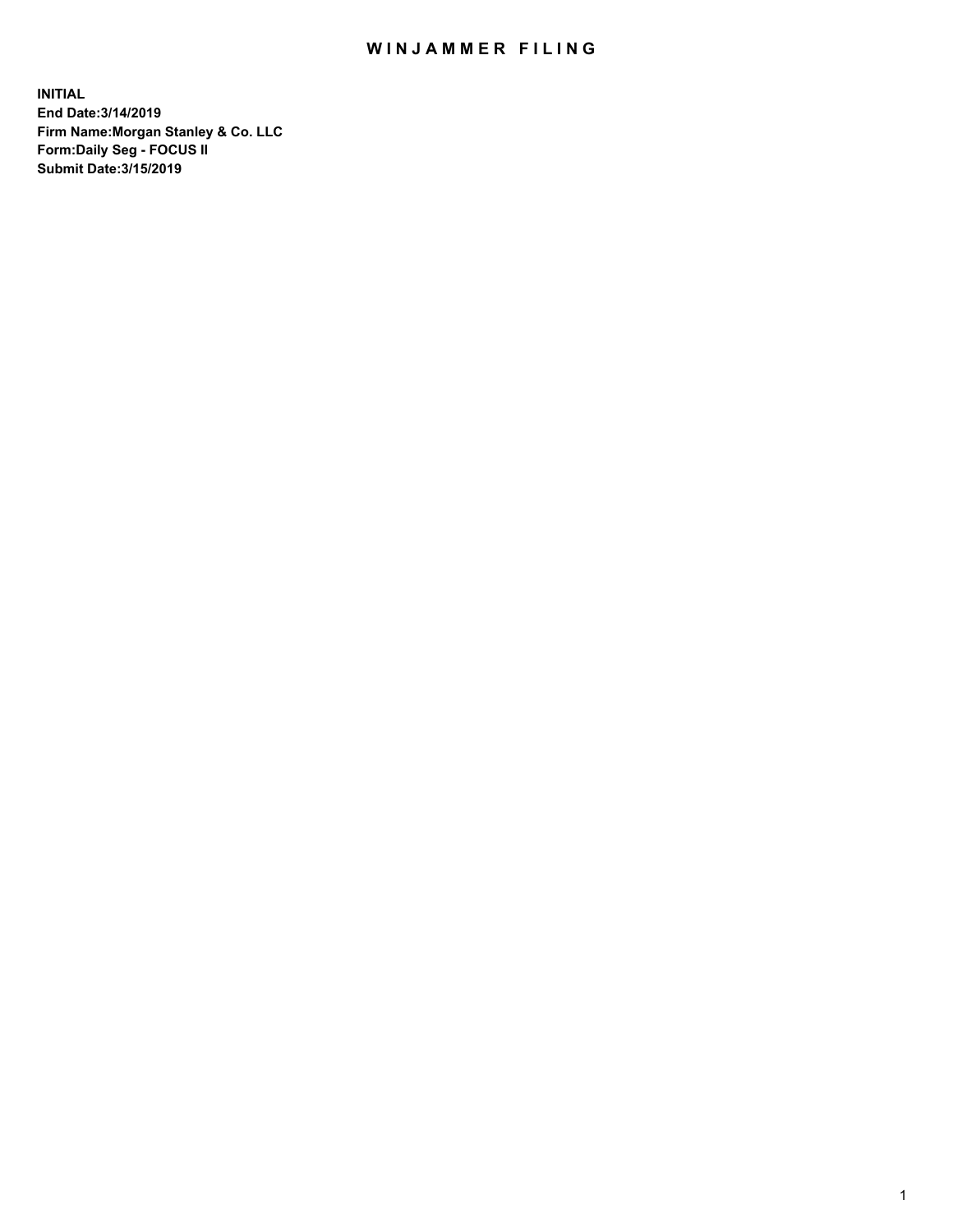# WINJAMMER FILING

**INITIAL**
**End Date:3/14/2019**
**Firm Name:Morgan Stanley & Co. LLC**
**Form:Daily Seg - FOCUS II**
**Submit Date:3/15/2019**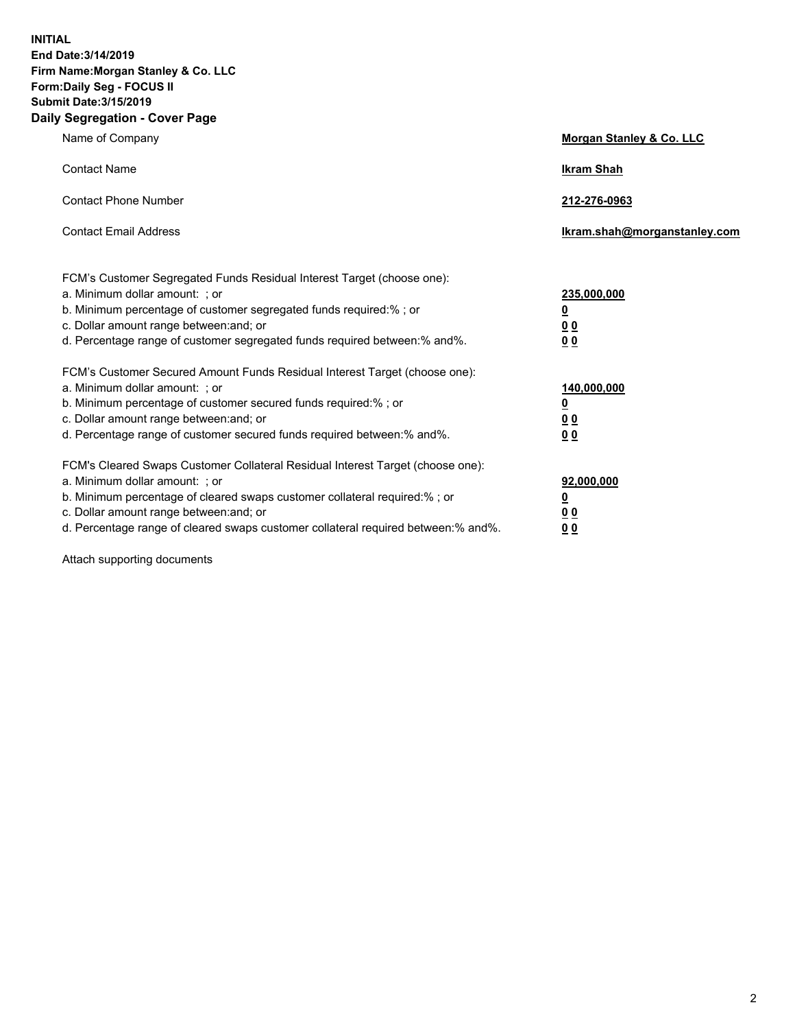**INITIAL**
**End Date:3/14/2019**
**Firm Name:Morgan Stanley & Co. LLC**
**Form:Daily Seg - FOCUS II**
**Submit Date:3/15/2019**
**Daily Segregation - Cover Page**

| | |
|---|---|
| Name of Company | **Morgan Stanley & Co. LLC** |
| Contact Name | **Ikram Shah** |
| Contact Phone Number | **212-276-0963** |
| Contact Email Address | **Ikram.shah@morganstanley.com** |

| | |
|---|---|
| FCM's Customer Segregated Funds Residual Interest Target (choose one): | |
| a. Minimum dollar amount: ; or | **235,000,000** |
| b. Minimum percentage of customer segregated funds required:% ; or | **0** |
| c. Dollar amount range between:and; or | **0 0** |
| d. Percentage range of customer segregated funds required between:% and%. | **0 0** |
| FCM's Customer Secured Amount Funds Residual Interest Target (choose one): | |
| a. Minimum dollar amount: ; or | **140,000,000** |
| b. Minimum percentage of customer secured funds required:% ; or | **0** |
| c. Dollar amount range between:and; or | **0 0** |
| d. Percentage range of customer secured funds required between:% and%. | **0 0** |
| FCM's Cleared Swaps Customer Collateral Residual Interest Target (choose one): | |
| a. Minimum dollar amount: ; or | **92,000,000** |
| b. Minimum percentage of cleared swaps customer collateral required:% ; or | **0** |
| c. Dollar amount range between:and; or | **0 0** |
| d. Percentage range of cleared swaps customer collateral required between:% and%. | **0 0** |

Attach supporting documents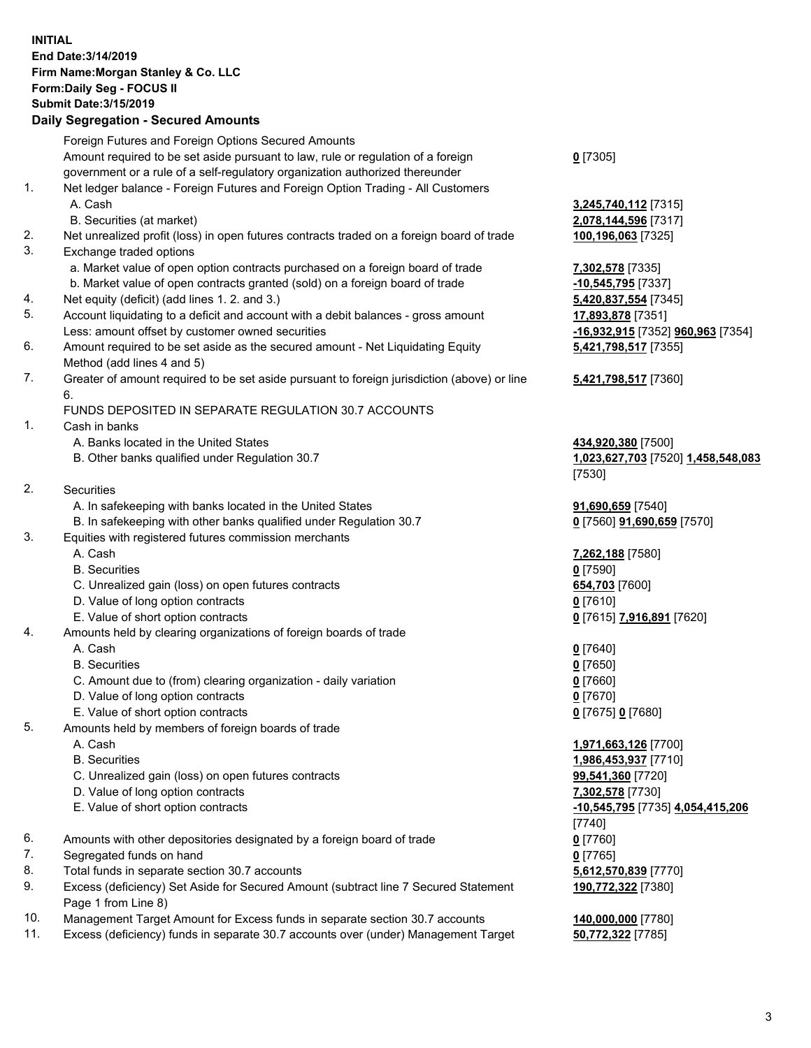**INITIAL**
**End Date:3/14/2019**
**Firm Name:Morgan Stanley & Co. LLC**
**Form:Daily Seg - FOCUS II**
**Submit Date:3/15/2019**

## Daily Segregation - Secured Amounts

| | | |
|---|---|---|
| | Foreign Futures and Foreign Options Secured Amounts | |
| | Amount required to be set aside pursuant to law, rule or regulation of a foreign government or a rule of a self-regulatory organization authorized thereunder | **0** [7305] |
| 1. | Net ledger balance - Foreign Futures and Foreign Option Trading - All Customers | |
| | A. Cash | **3,245,740,112** [7315] |
| | B. Securities (at market) | **2,078,144,596** [7317] |
| 2. | Net unrealized profit (loss) in open futures contracts traded on a foreign board of trade | **100,196,063** [7325] |
| 3. | Exchange traded options | |
| | a. Market value of open option contracts purchased on a foreign board of trade | **7,302,578** [7335] |
| | b. Market value of open contracts granted (sold) on a foreign board of trade | **-10,545,795** [7337] |
| 4. | Net equity (deficit) (add lines 1. 2. and 3.) | **5,420,837,554** [7345] |
| 5. | Account liquidating to a deficit and account with a debit balances - gross amount | **17,893,878** [7351] |
| | Less: amount offset by customer owned securities | **-16,932,915** [7352] **960,963** [7354] |
| 6. | Amount required to be set aside as the secured amount - Net Liquidating Equity Method (add lines 4 and 5) | **5,421,798,517** [7355] |
| 7. | Greater of amount required to be set aside pursuant to foreign jurisdiction (above) or line 6. | **5,421,798,517** [7360] |
| | FUNDS DEPOSITED IN SEPARATE REGULATION 30.7 ACCOUNTS | |
| 1. | Cash in banks | |
| | A. Banks located in the United States | **434,920,380** [7500] |
| | B. Other banks qualified under Regulation 30.7 | **1,023,627,703** [7520] **1,458,548,083** [7530] |
| 2. | Securities | |
| | A. In safekeeping with banks located in the United States | **91,690,659** [7540] |
| | B. In safekeeping with other banks qualified under Regulation 30.7 | **0** [7560] **91,690,659** [7570] |
| 3. | Equities with registered futures commission merchants | |
| | A. Cash | **7,262,188** [7580] |
| | B. Securities | **0** [7590] |
| | C. Unrealized gain (loss) on open futures contracts | **654,703** [7600] |
| | D. Value of long option contracts | **0** [7610] |
| | E. Value of short option contracts | **0** [7615] **7,916,891** [7620] |
| 4. | Amounts held by clearing organizations of foreign boards of trade | |
| | A. Cash | **0** [7640] |
| | B. Securities | **0** [7650] |
| | C. Amount due to (from) clearing organization - daily variation | **0** [7660] |
| | D. Value of long option contracts | **0** [7670] |
| | E. Value of short option contracts | **0** [7675] **0** [7680] |
| 5. | Amounts held by members of foreign boards of trade | |
| | A. Cash | **1,971,663,126** [7700] |
| | B. Securities | **1,986,453,937** [7710] |
| | C. Unrealized gain (loss) on open futures contracts | **99,541,360** [7720] |
| | D. Value of long option contracts | **7,302,578** [7730] |
| | E. Value of short option contracts | **-10,545,795** [7735] **4,054,415,206** [7740] |
| 6. | Amounts with other depositories designated by a foreign board of trade | **0** [7760] |
| 7. | Segregated funds on hand | **0** [7765] |
| 8. | Total funds in separate section 30.7 accounts | **5,612,570,839** [7770] |
| 9. | Excess (deficiency) Set Aside for Secured Amount (subtract line 7 Secured Statement Page 1 from Line 8) | **190,772,322** [7380] |
| 10. | Management Target Amount for Excess funds in separate section 30.7 accounts | **140,000,000** [7780] |
| 11. | Excess (deficiency) funds in separate 30.7 accounts over (under) Management Target | **50,772,322** [7785] |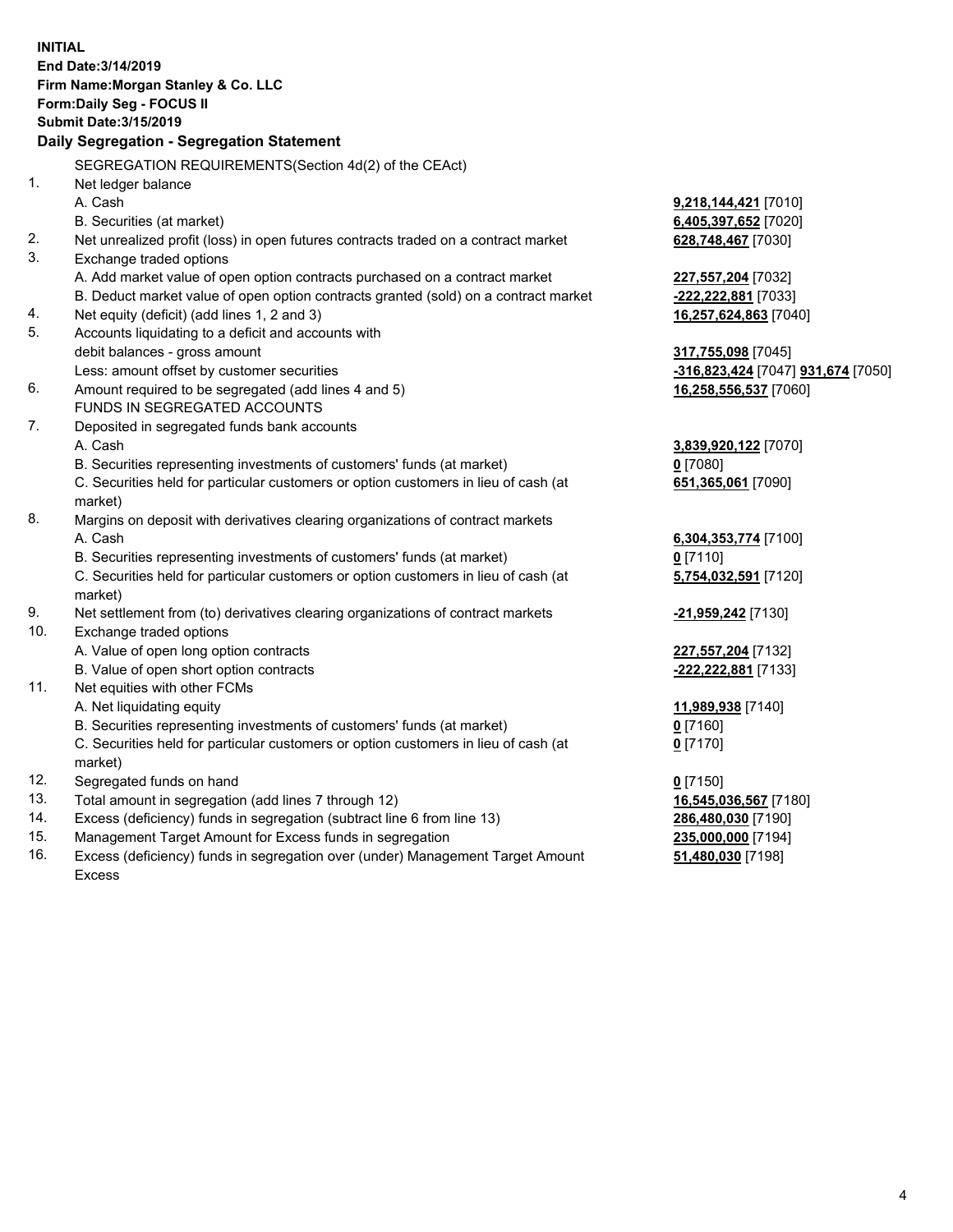**INITIAL**
**End Date:3/14/2019**
**Firm Name:Morgan Stanley & Co. LLC**
**Form:Daily Seg - FOCUS II**
**Submit Date:3/15/2019**
**Daily Segregation - Segregation Statement**

SEGREGATION REQUIREMENTS(Section 4d(2) of the CEAct)

| | | |
|---|---|---|
| 1. | Net ledger balance | |
| | A. Cash | **9,218,144,421** [7010] |
| | B. Securities (at market) | **6,405,397,652** [7020] |
| 2. | Net unrealized profit (loss) in open futures contracts traded on a contract market | **628,748,467** [7030] |
| 3. | Exchange traded options | |
| | A. Add market value of open option contracts purchased on a contract market | **227,557,204** [7032] |
| | B. Deduct market value of open option contracts granted (sold) on a contract market | **-222,222,881** [7033] |
| 4. | Net equity (deficit) (add lines 1, 2 and 3) | **16,257,624,863** [7040] |
| 5. | Accounts liquidating to a deficit and accounts with debit balances - gross amount | **317,755,098** [7045] |
| | Less: amount offset by customer securities | **-316,823,424** [7047] **931,674** [7050] |
| 6. | Amount required to be segregated (add lines 4 and 5) | **16,258,556,537** [7060] |
| | FUNDS IN SEGREGATED ACCOUNTS | |
| 7. | Deposited in segregated funds bank accounts | |
| | A. Cash | **3,839,920,122** [7070] |
| | B. Securities representing investments of customers' funds (at market) | **0** [7080] |
| | C. Securities held for particular customers or option customers in lieu of cash (at market) | **651,365,061** [7090] |
| 8. | Margins on deposit with derivatives clearing organizations of contract markets | |
| | A. Cash | **6,304,353,774** [7100] |
| | B. Securities representing investments of customers' funds (at market) | **0** [7110] |
| | C. Securities held for particular customers or option customers in lieu of cash (at market) | **5,754,032,591** [7120] |
| 9. | Net settlement from (to) derivatives clearing organizations of contract markets | **-21,959,242** [7130] |
| 10. | Exchange traded options | |
| | A. Value of open long option contracts | **227,557,204** [7132] |
| | B. Value of open short option contracts | **-222,222,881** [7133] |
| 11. | Net equities with other FCMs | |
| | A. Net liquidating equity | **11,989,938** [7140] |
| | B. Securities representing investments of customers' funds (at market) | **0** [7160] |
| | C. Securities held for particular customers or option customers in lieu of cash (at market) | **0** [7170] |
| 12. | Segregated funds on hand | **0** [7150] |
| 13. | Total amount in segregation (add lines 7 through 12) | **16,545,036,567** [7180] |
| 14. | Excess (deficiency) funds in segregation (subtract line 6 from line 13) | **286,480,030** [7190] |
| 15. | Management Target Amount for Excess funds in segregation | **235,000,000** [7194] |
| 16. | Excess (deficiency) funds in segregation over (under) Management Target Amount Excess | **51,480,030** [7198] |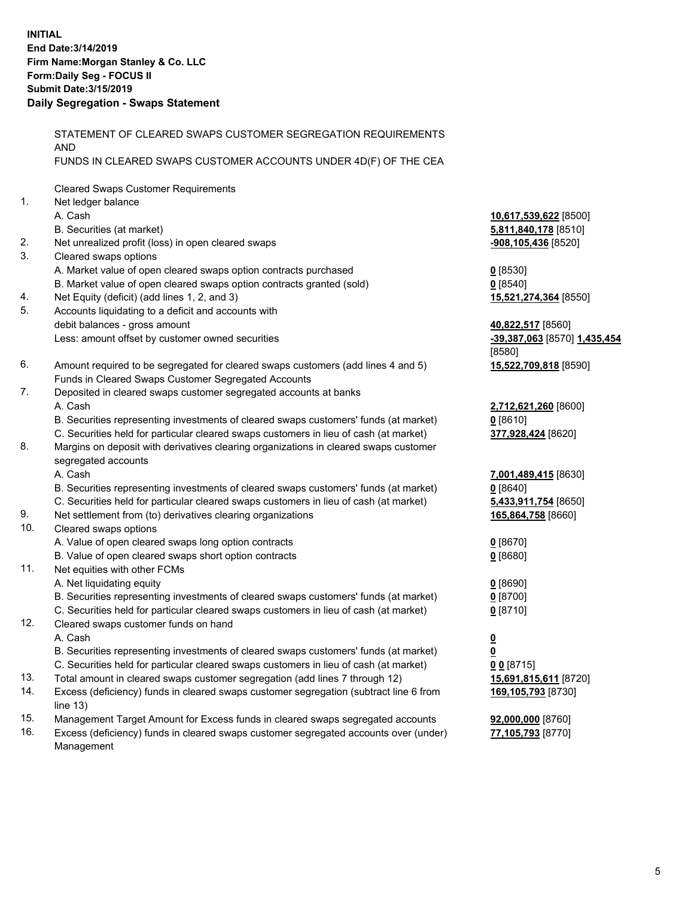**INITIAL**
**End Date:3/14/2019**
**Firm Name:Morgan Stanley & Co. LLC**
**Form:Daily Seg - FOCUS II**
**Submit Date:3/15/2019**
**Daily Segregation - Swaps Statement**

STATEMENT OF CLEARED SWAPS CUSTOMER SEGREGATION REQUIREMENTS AND FUNDS IN CLEARED SWAPS CUSTOMER ACCOUNTS UNDER 4D(F) OF THE CEA

| | | |
|---|---|---|
| | Cleared Swaps Customer Requirements | |
| 1. | Net ledger balance | |
| | A. Cash | **10,617,539,622** [8500] |
| | B. Securities (at market) | **5,811,840,178** [8510] |
| 2. | Net unrealized profit (loss) in open cleared swaps | **-908,105,436** [8520] |
| 3. | Cleared swaps options | |
| | A. Market value of open cleared swaps option contracts purchased | **0** [8530] |
| | B. Market value of open cleared swaps option contracts granted (sold) | **0** [8540] |
| 4. | Net Equity (deficit) (add lines 1, 2, and 3) | **15,521,274,364** [8550] |
| 5. | Accounts liquidating to a deficit and accounts with debit balances - gross amount | **40,822,517** [8560] |
| | Less: amount offset by customer owned securities | **-39,387,063** [8570] **1,435,454** [8580] |
| 6. | Amount required to be segregated for cleared swaps customers (add lines 4 and 5) | **15,522,709,818** [8590] |
| | Funds in Cleared Swaps Customer Segregated Accounts | |
| 7. | Deposited in cleared swaps customer segregated accounts at banks | |
| | A. Cash | **2,712,621,260** [8600] |
| | B. Securities representing investments of cleared swaps customers' funds (at market) | **0** [8610] |
| | C. Securities held for particular cleared swaps customers in lieu of cash (at market) | **377,928,424** [8620] |
| 8. | Margins on deposit with derivatives clearing organizations in cleared swaps customer segregated accounts | |
| | A. Cash | **7,001,489,415** [8630] |
| | B. Securities representing investments of cleared swaps customers' funds (at market) | **0** [8640] |
| | C. Securities held for particular cleared swaps customers in lieu of cash (at market) | **5,433,911,754** [8650] |
| 9. | Net settlement from (to) derivatives clearing organizations | **165,864,758** [8660] |
| 10. | Cleared swaps options | |
| | A. Value of open cleared swaps long option contracts | **0** [8670] |
| | B. Value of open cleared swaps short option contracts | **0** [8680] |
| 11. | Net equities with other FCMs | |
| | A. Net liquidating equity | **0** [8690] |
| | B. Securities representing investments of cleared swaps customers' funds (at market) | **0** [8700] |
| | C. Securities held for particular cleared swaps customers in lieu of cash (at market) | **0** [8710] |
| 12. | Cleared swaps customer funds on hand | |
| | A. Cash | **0** |
| | B. Securities representing investments of cleared swaps customers' funds (at market) | **0** |
| | C. Securities held for particular cleared swaps customers in lieu of cash (at market) | **0** **0** [8715] |
| 13. | Total amount in cleared swaps customer segregation (add lines 7 through 12) | **15,691,815,611** [8720] |
| 14. | Excess (deficiency) funds in cleared swaps customer segregation (subtract line 6 from line 13) | **169,105,793** [8730] |
| 15. | Management Target Amount for Excess funds in cleared swaps segregated accounts | **92,000,000** [8760] |
| 16. | Excess (deficiency) funds in cleared swaps customer segregated accounts over (under) Management | **77,105,793** [8770] |